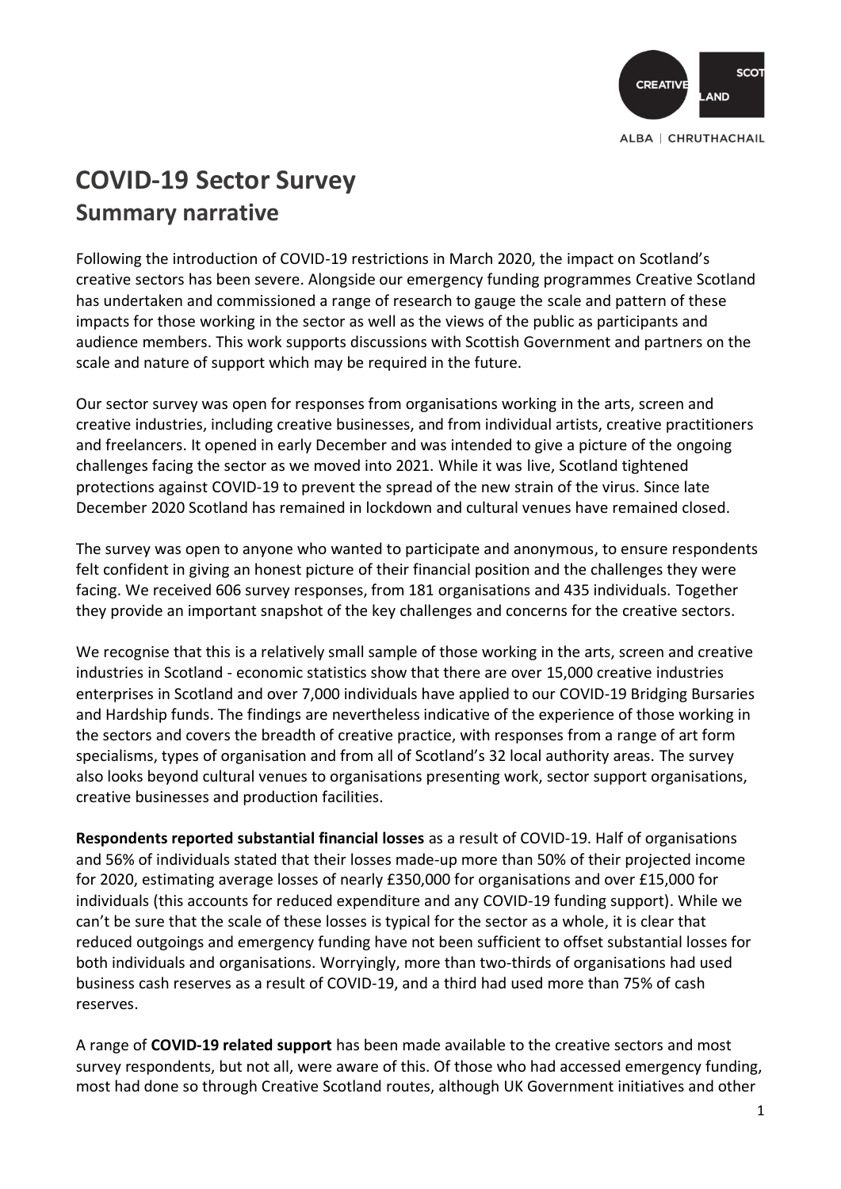# COVID-19 Sector Survey

## Summary narrative

Following the introduction of COVID-19 restrictions in March 2020, the impact on Scotland's creative sectors has been severe. Alongside our emergency funding programmes Creative Scotland has undertaken and commissioned a range of research to gauge the scale and pattern of these impacts for those working in the sector as well as the views of the public as participants and audience members. This work supports discussions with Scottish Government and partners on the scale and nature of support which may be required in the future.

Our sector survey was open for responses from organisations working in the arts, screen and creative industries, including creative businesses, and from individual artists, creative practitioners and freelancers. It opened in early December and was intended to give a picture of the ongoing challenges facing the sector as we moved into 2021. While it was live, Scotland tightened protections against COVID-19 to prevent the spread of the new strain of the virus. Since late December 2020 Scotland has remained in lockdown and cultural venues have remained closed.

The survey was open to anyone who wanted to participate and anonymous, to ensure respondents felt confident in giving an honest picture of their financial position and the challenges they were facing. We received 606 survey responses, from 181 organisations and 435 individuals. Together they provide an important snapshot of the key challenges and concerns for the creative sectors.

We recognise that this is a relatively small sample of those working in the arts, screen and creative industries in Scotland - economic statistics show that there are over 15,000 creative industries enterprises in Scotland and over 7,000 individuals have applied to our COVID-19 Bridging Bursaries and Hardship funds. The findings are nevertheless indicative of the experience of those working in the sectors and covers the breadth of creative practice, with responses from a range of art form specialisms, types of organisation and from all of Scotland's 32 local authority areas. The survey also looks beyond cultural venues to organisations presenting work, sector support organisations, creative businesses and production facilities.

**Respondents reported substantial financial losses** as a result of COVID-19. Half of organisations and 56% of individuals stated that their losses made-up more than 50% of their projected income for 2020, estimating average losses of nearly £350,000 for organisations and over £15,000 for individuals (this accounts for reduced expenditure and any COVID-19 funding support). While we can't be sure that the scale of these losses is typical for the sector as a whole, it is clear that reduced outgoings and emergency funding have not been sufficient to offset substantial losses for both individuals and organisations. Worryingly, more than two-thirds of organisations had used business cash reserves as a result of COVID-19, and a third had used more than 75% of cash reserves.

A range of **COVID-19 related support** has been made available to the creative sectors and most survey respondents, but not all, were aware of this. Of those who had accessed emergency funding, most had done so through Creative Scotland routes, although UK Government initiatives and other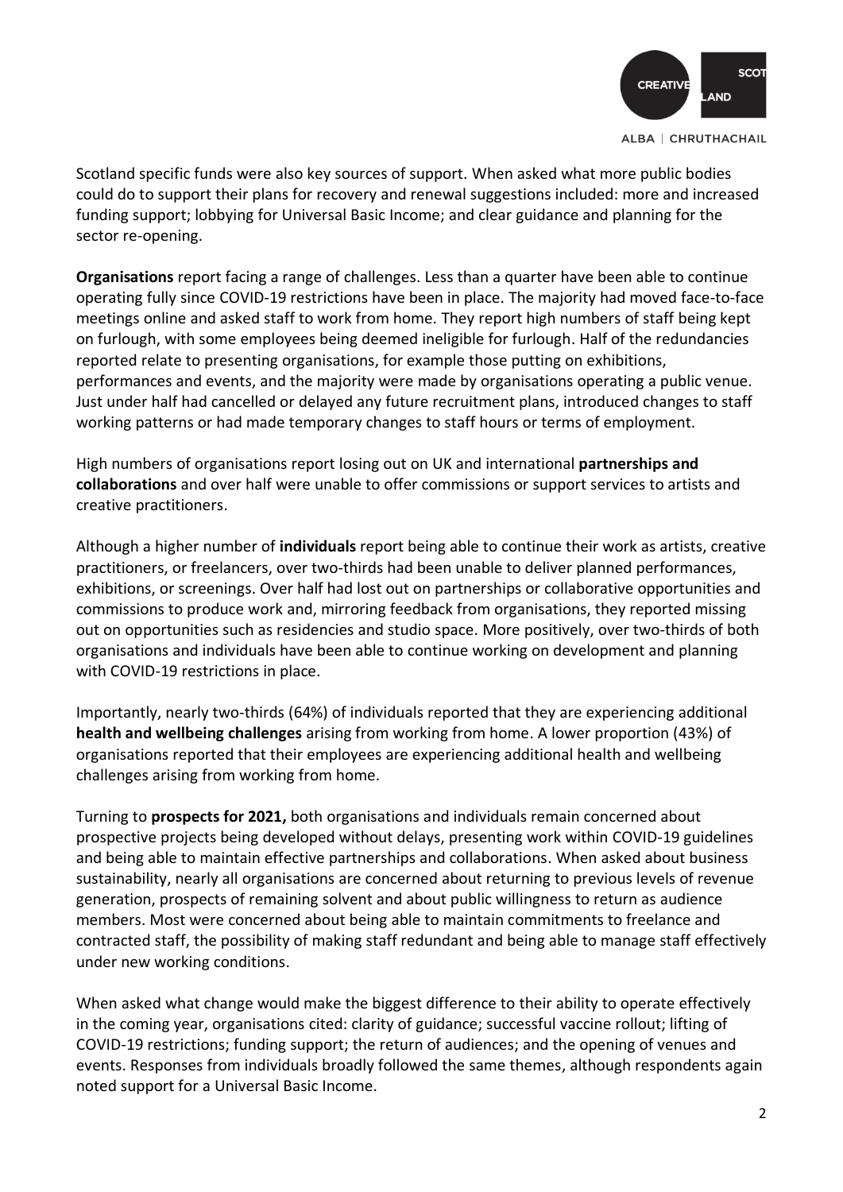Scotland specific funds were also key sources of support. When asked what more public bodies could do to support their plans for recovery and renewal suggestions included: more and increased funding support; lobbying for Universal Basic Income; and clear guidance and planning for the sector re-opening.

**Organisations** report facing a range of challenges. Less than a quarter have been able to continue operating fully since COVID-19 restrictions have been in place. The majority had moved face-to-face meetings online and asked staff to work from home. They report high numbers of staff being kept on furlough, with some employees being deemed ineligible for furlough. Half of the redundancies reported relate to presenting organisations, for example those putting on exhibitions, performances and events, and the majority were made by organisations operating a public venue. Just under half had cancelled or delayed any future recruitment plans, introduced changes to staff working patterns or had made temporary changes to staff hours or terms of employment.

High numbers of organisations report losing out on UK and international **partnerships and collaborations** and over half were unable to offer commissions or support services to artists and creative practitioners.

Although a higher number of **individuals** report being able to continue their work as artists, creative practitioners, or freelancers, over two-thirds had been unable to deliver planned performances, exhibitions, or screenings. Over half had lost out on partnerships or collaborative opportunities and commissions to produce work and, mirroring feedback from organisations, they reported missing out on opportunities such as residencies and studio space. More positively, over two-thirds of both organisations and individuals have been able to continue working on development and planning with COVID-19 restrictions in place.

Importantly, nearly two-thirds (64%) of individuals reported that they are experiencing additional **health and wellbeing challenges** arising from working from home. A lower proportion (43%) of organisations reported that their employees are experiencing additional health and wellbeing challenges arising from working from home.

Turning to **prospects for 2021,** both organisations and individuals remain concerned about prospective projects being developed without delays, presenting work within COVID-19 guidelines and being able to maintain effective partnerships and collaborations. When asked about business sustainability, nearly all organisations are concerned about returning to previous levels of revenue generation, prospects of remaining solvent and about public willingness to return as audience members. Most were concerned about being able to maintain commitments to freelance and contracted staff, the possibility of making staff redundant and being able to manage staff effectively under new working conditions.

When asked what change would make the biggest difference to their ability to operate effectively in the coming year, organisations cited: clarity of guidance; successful vaccine rollout; lifting of COVID-19 restrictions; funding support; the return of audiences; and the opening of venues and events. Responses from individuals broadly followed the same themes, although respondents again noted support for a Universal Basic Income.